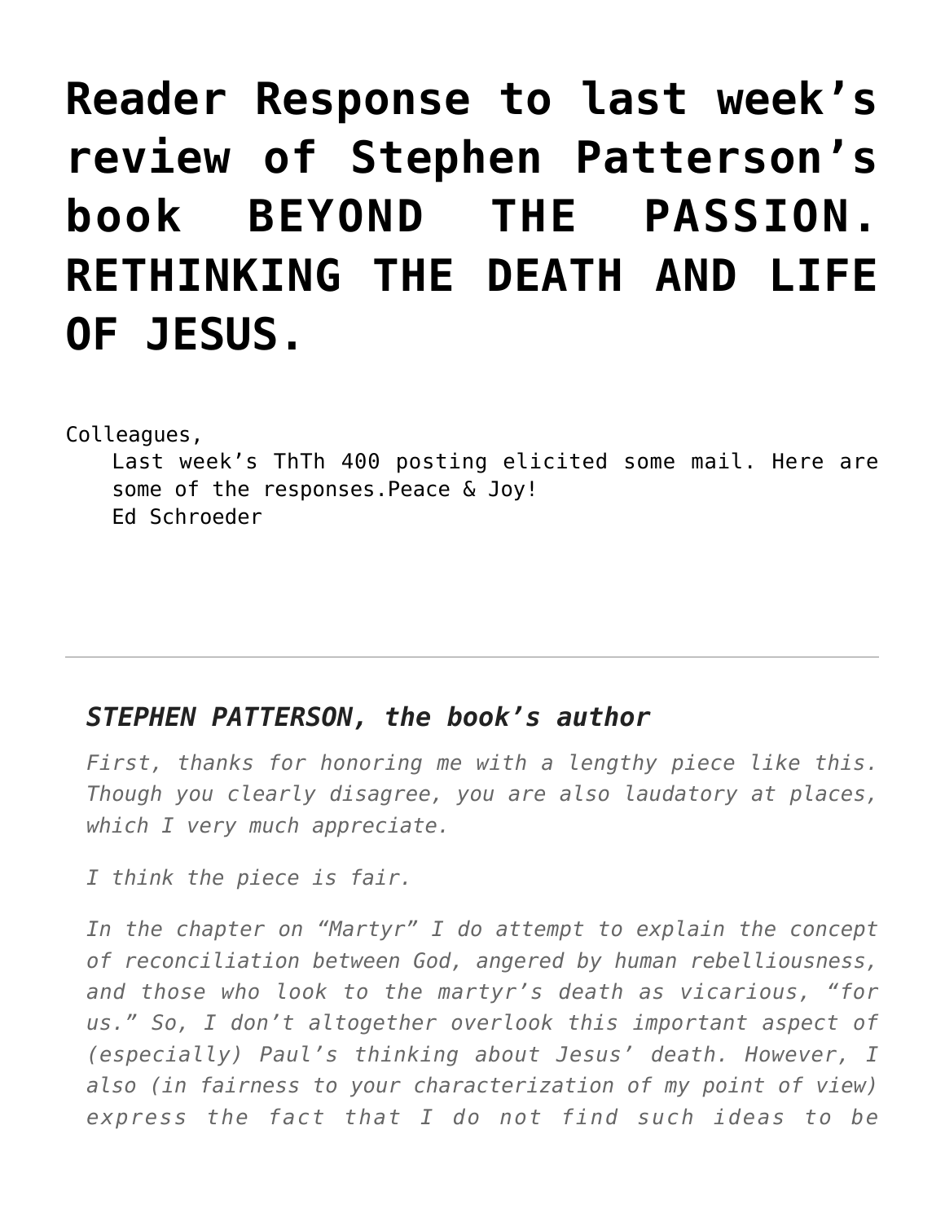# Reader Response to last week's review of Stephen Patterson's book BEYOND THE PASSION. RETHINKING THE DEATH AND LIFE OF JESUS.

Colleagues,

Last week's ThTh 400 posting elicited some mail. Here are some of the responses.Peace & Joy!
Ed Schroeder

---

### *STEPHEN PATTERSON, the book's author*

*First, thanks for honoring me with a lengthy piece like this. Though you clearly disagree, you are also laudatory at places, which I very much appreciate.*

*I think the piece is fair.*

*In the chapter on "Martyr" I do attempt to explain the concept of reconciliation between God, angered by human rebelliousness, and those who look to the martyr's death as vicarious, "for us." So, I don't altogether overlook this important aspect of (especially) Paul's thinking about Jesus' death. However, I also (in fairness to your characterization of my point of view) express the fact that I do not find such ideas to be*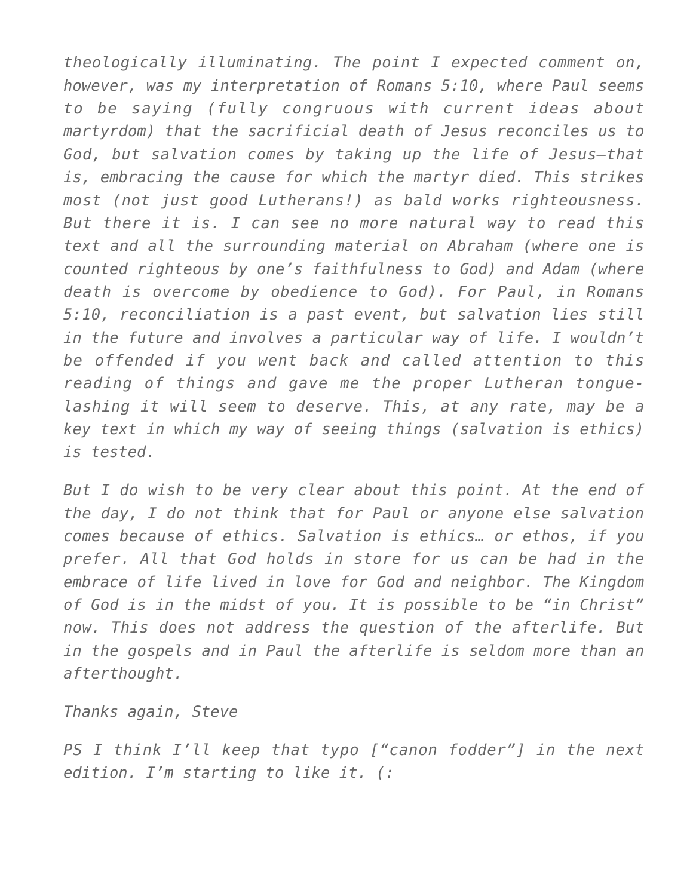*theologically illuminating. The point I expected comment on, however, was my interpretation of Romans 5:10, where Paul seems to be saying (fully congruous with current ideas about martyrdom) that the sacrificial death of Jesus reconciles us to God, but salvation comes by taking up the life of Jesus—that is, embracing the cause for which the martyr died. This strikes most (not just good Lutherans!) as bald works righteousness. But there it is. I can see no more natural way to read this text and all the surrounding material on Abraham (where one is counted righteous by one's faithfulness to God) and Adam (where death is overcome by obedience to God). For Paul, in Romans 5:10, reconciliation is a past event, but salvation lies still in the future and involves a particular way of life. I wouldn't be offended if you went back and called attention to this reading of things and gave me the proper Lutheran tongue-lashing it will seem to deserve. This, at any rate, may be a key text in which my way of seeing things (salvation is ethics) is tested.*

*But I do wish to be very clear about this point. At the end of the day, I do not think that for Paul or anyone else salvation comes because of ethics. Salvation is ethics… or ethos, if you prefer. All that God holds in store for us can be had in the embrace of life lived in love for God and neighbor. The Kingdom of God is in the midst of you. It is possible to be "in Christ" now. This does not address the question of the afterlife. But in the gospels and in Paul the afterlife is seldom more than an afterthought.*

*Thanks again, Steve*

*PS I think I'll keep that typo ["canon fodder"] in the next edition. I'm starting to like it. (:*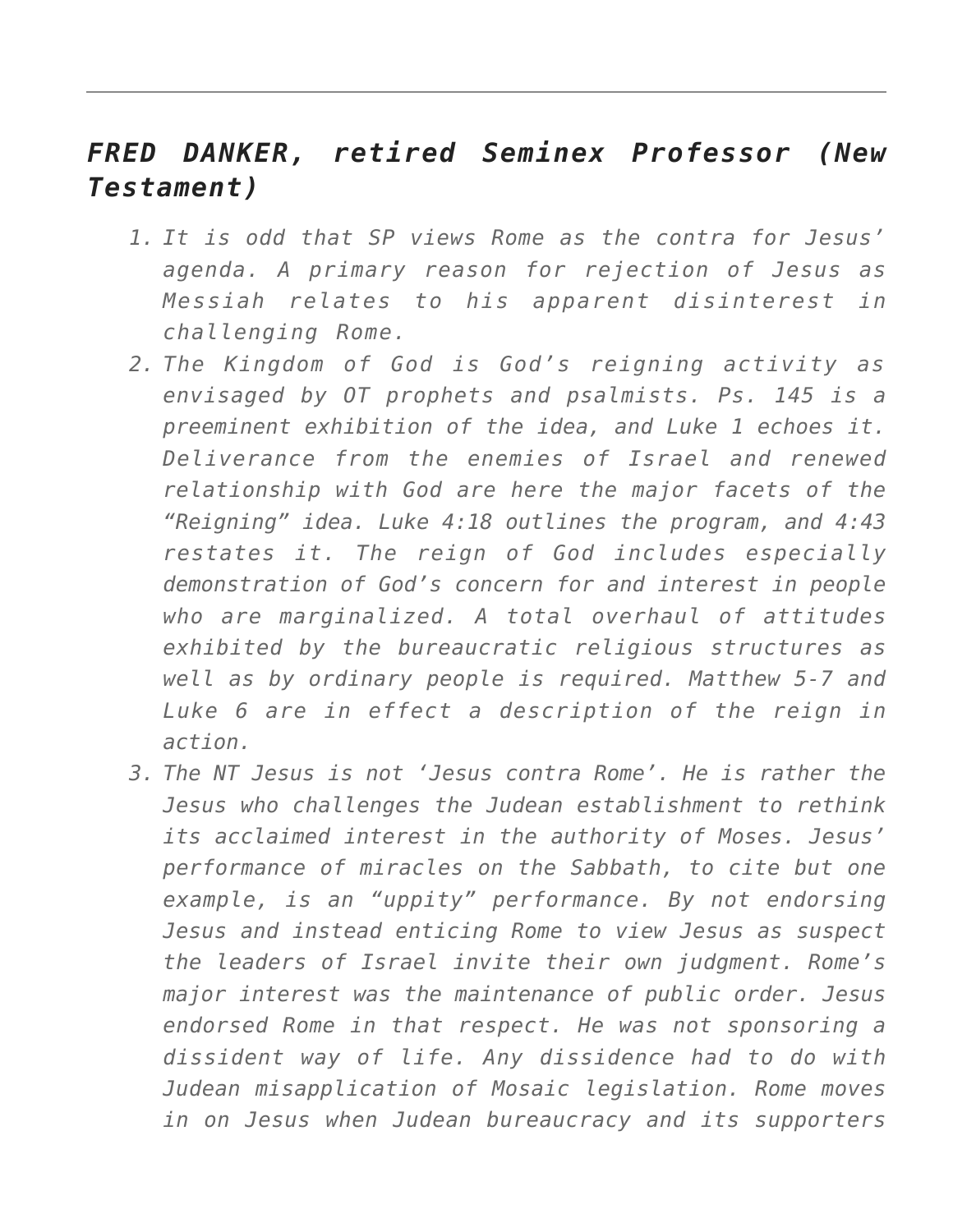---

## *FRED DANKER, retired Seminex Professor (New Testament)*

1. *It is odd that SP views Rome as the contra for Jesus' agenda. A primary reason for rejection of Jesus as Messiah relates to his apparent disinterest in challenging Rome.*
2. *The Kingdom of God is God's reigning activity as envisaged by OT prophets and psalmists. Ps. 145 is a preeminent exhibition of the idea, and Luke 1 echoes it. Deliverance from the enemies of Israel and renewed relationship with God are here the major facets of the "Reigning" idea. Luke 4:18 outlines the program, and 4:43 restates it. The reign of God includes especially demonstration of God's concern for and interest in people who are marginalized. A total overhaul of attitudes exhibited by the bureaucratic religious structures as well as by ordinary people is required. Matthew 5-7 and Luke 6 are in effect a description of the reign in action.*
3. *The NT Jesus is not 'Jesus contra Rome'. He is rather the Jesus who challenges the Judean establishment to rethink its acclaimed interest in the authority of Moses. Jesus' performance of miracles on the Sabbath, to cite but one example, is an "uppity" performance. By not endorsing Jesus and instead enticing Rome to view Jesus as suspect the leaders of Israel invite their own judgment. Rome's major interest was the maintenance of public order. Jesus endorsed Rome in that respect. He was not sponsoring a dissident way of life. Any dissidence had to do with Judean misapplication of Mosaic legislation. Rome moves in on Jesus when Judean bureaucracy and its supporters*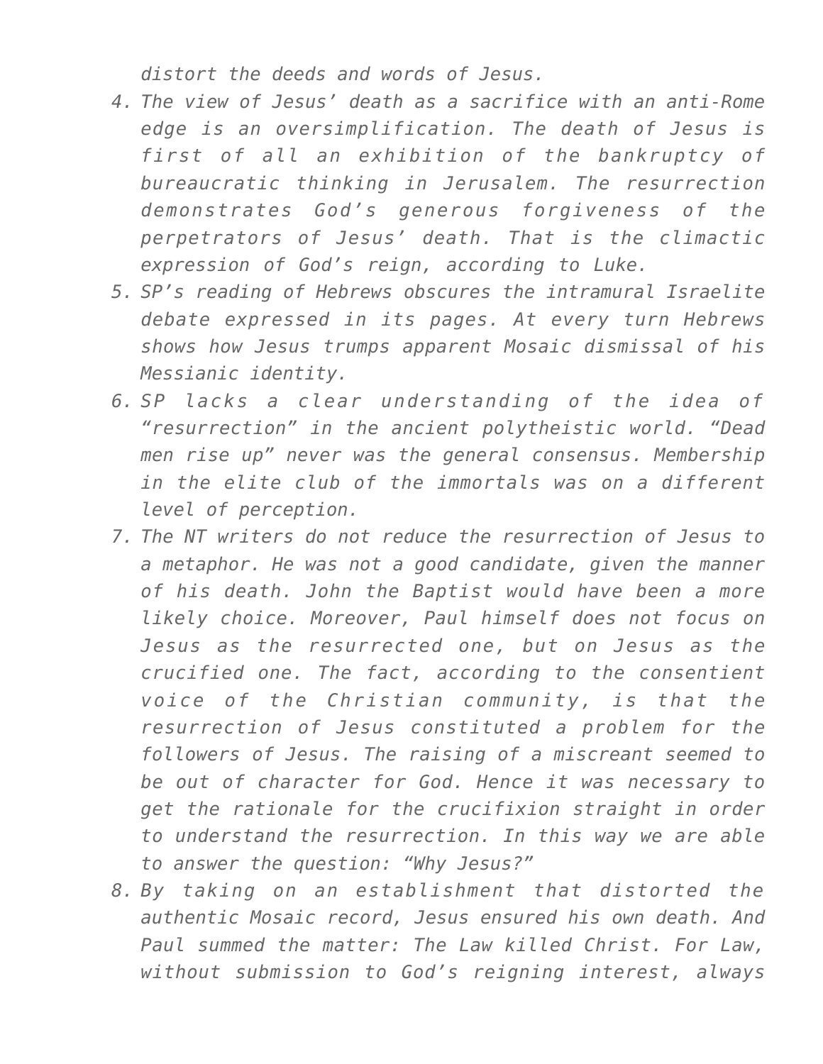*distort the deeds and words of Jesus.*

4. *The view of Jesus' death as a sacrifice with an anti-Rome edge is an oversimplification. The death of Jesus is first of all an exhibition of the bankruptcy of bureaucratic thinking in Jerusalem. The resurrection demonstrates God's generous forgiveness of the perpetrators of Jesus' death. That is the climactic expression of God's reign, according to Luke.*
5. *SP's reading of Hebrews obscures the intramural Israelite debate expressed in its pages. At every turn Hebrews shows how Jesus trumps apparent Mosaic dismissal of his Messianic identity.*
6. *SP lacks a clear understanding of the idea of "resurrection" in the ancient polytheistic world. "Dead men rise up" never was the general consensus. Membership in the elite club of the immortals was on a different level of perception.*
7. *The NT writers do not reduce the resurrection of Jesus to a metaphor. He was not a good candidate, given the manner of his death. John the Baptist would have been a more likely choice. Moreover, Paul himself does not focus on Jesus as the resurrected one, but on Jesus as the crucified one. The fact, according to the consentient voice of the Christian community, is that the resurrection of Jesus constituted a problem for the followers of Jesus. The raising of a miscreant seemed to be out of character for God. Hence it was necessary to get the rationale for the crucifixion straight in order to understand the resurrection. In this way we are able to answer the question: "Why Jesus?"*
8. *By taking on an establishment that distorted the authentic Mosaic record, Jesus ensured his own death. And Paul summed the matter: The Law killed Christ. For Law, without submission to God's reigning interest, always*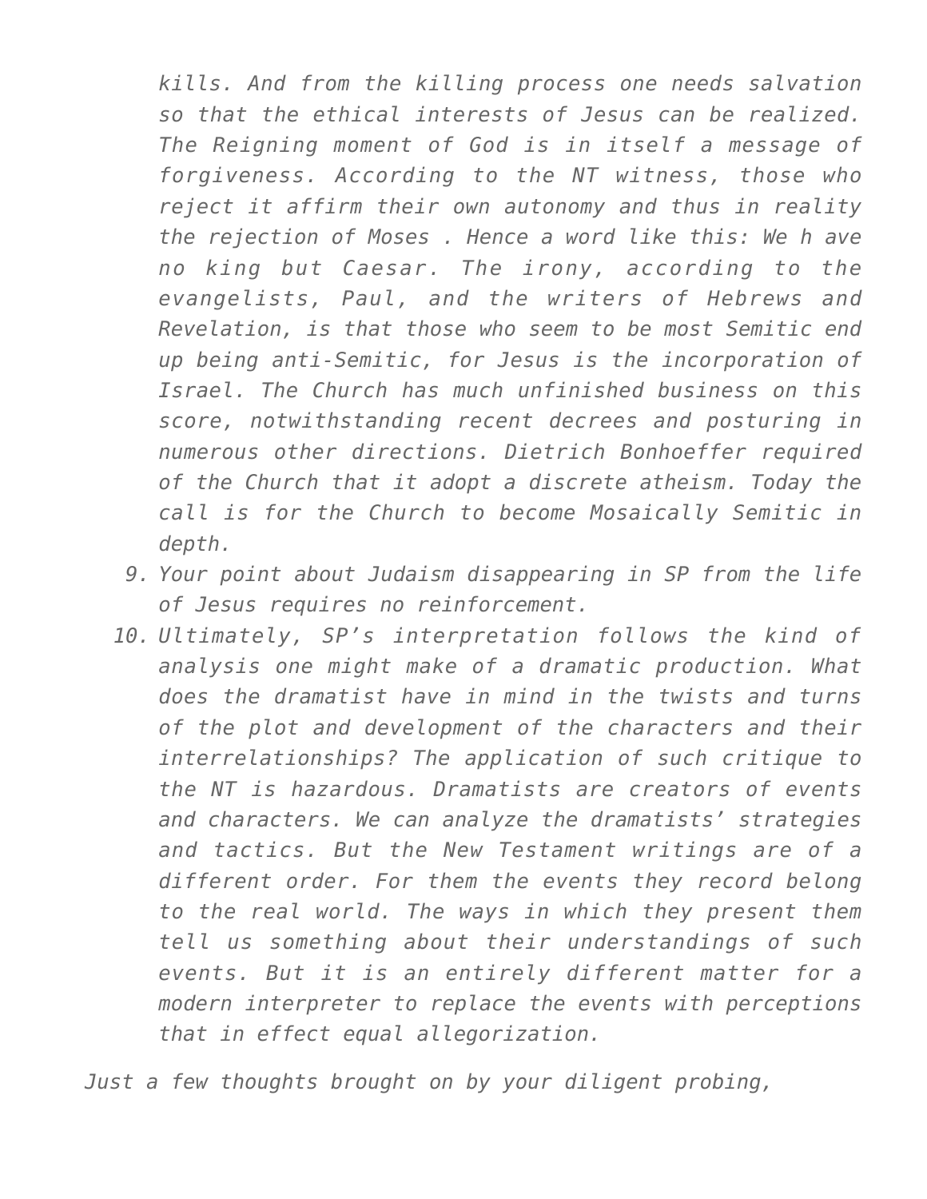*kills. And from the killing process one needs salvation so that the ethical interests of Jesus can be realized. The Reigning moment of God is in itself a message of forgiveness. According to the NT witness, those who reject it affirm their own autonomy and thus in reality the rejection of Moses . Hence a word like this: We h ave no king but Caesar. The irony, according to the evangelists, Paul, and the writers of Hebrews and Revelation, is that those who seem to be most Semitic end up being anti-Semitic, for Jesus is the incorporation of Israel. The Church has much unfinished business on this score, notwithstanding recent decrees and posturing in numerous other directions. Dietrich Bonhoeffer required of the Church that it adopt a discrete atheism. Today the call is for the Church to become Mosaically Semitic in depth.*

9. *Your point about Judaism disappearing in SP from the life of Jesus requires no reinforcement.*
10. *Ultimately, SP's interpretation follows the kind of analysis one might make of a dramatic production. What does the dramatist have in mind in the twists and turns of the plot and development of the characters and their interrelationships? The application of such critique to the NT is hazardous. Dramatists are creators of events and characters. We can analyze the dramatists' strategies and tactics. But the New Testament writings are of a different order. For them the events they record belong to the real world. The ways in which they present them tell us something about their understandings of such events. But it is an entirely different matter for a modern interpreter to replace the events with perceptions that in effect equal allegorization.*

*Just a few thoughts brought on by your diligent probing,*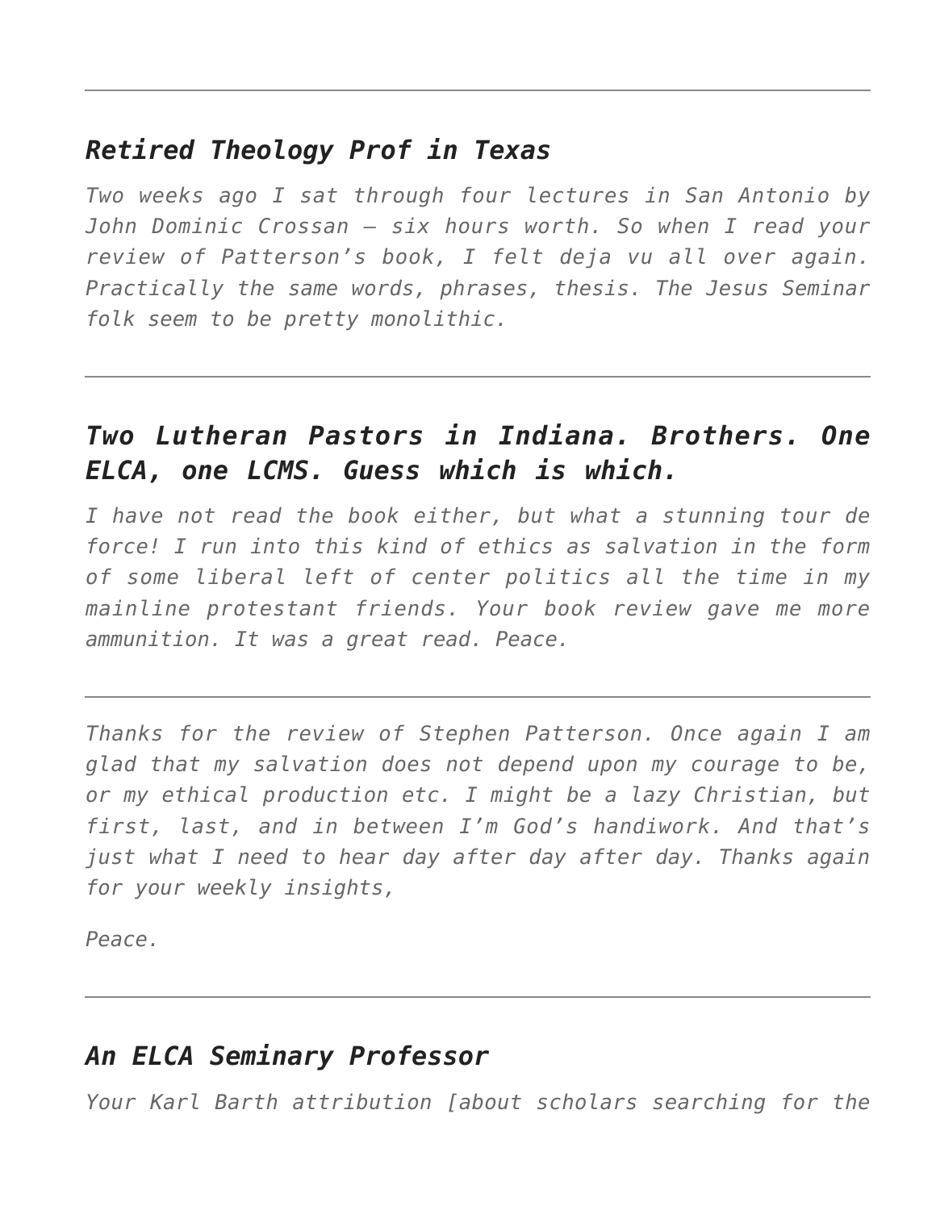---

### *Retired Theology Prof in Texas*

*Two weeks ago I sat through four lectures in San Antonio by John Dominic Crossan – six hours worth. So when I read your review of Patterson's book, I felt deja vu all over again. Practically the same words, phrases, thesis. The Jesus Seminar folk seem to be pretty monolithic.*

---

### *Two Lutheran Pastors in Indiana. Brothers. One ELCA, one LCMS. Guess which is which.*

*I have not read the book either, but what a stunning tour de force! I run into this kind of ethics as salvation in the form of some liberal left of center politics all the time in my mainline protestant friends. Your book review gave me more ammunition. It was a great read. Peace.*

---

*Thanks for the review of Stephen Patterson. Once again I am glad that my salvation does not depend upon my courage to be, or my ethical production etc. I might be a lazy Christian, but first, last, and in between I'm God's handiwork. And that's just what I need to hear day after day after day. Thanks again for your weekly insights,*

*Peace.*

---

### *An ELCA Seminary Professor*

*Your Karl Barth attribution [about scholars searching for the*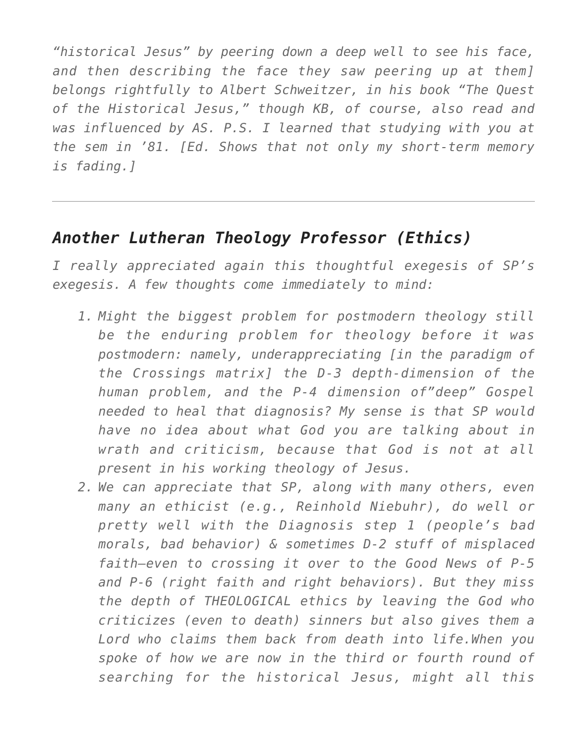*"historical Jesus" by peering down a deep well to see his face, and then describing the face they saw peering up at them] belongs rightfully to Albert Schweitzer, in his book "The Quest of the Historical Jesus," though KB, of course, also read and was influenced by AS. P.S. I learned that studying with you at the sem in '81. [Ed. Shows that not only my short-term memory is fading.]*

---

## *Another Lutheran Theology Professor (Ethics)*

*I really appreciated again this thoughtful exegesis of SP's exegesis. A few thoughts come immediately to mind:*

1. *Might the biggest problem for postmodern theology still be the enduring problem for theology before it was postmodern: namely, underappreciating [in the paradigm of the Crossings matrix] the D-3 depth-dimension of the human problem, and the P-4 dimension of"deep" Gospel needed to heal that diagnosis? My sense is that SP would have no idea about what God you are talking about in wrath and criticism, because that God is not at all present in his working theology of Jesus.*
2. *We can appreciate that SP, along with many others, even many an ethicist (e.g., Reinhold Niebuhr), do well or pretty well with the Diagnosis step 1 (people's bad morals, bad behavior) & sometimes D-2 stuff of misplaced faith—even to crossing it over to the Good News of P-5 and P-6 (right faith and right behaviors). But they miss the depth of THEOLOGICAL ethics by leaving the God who criticizes (even to death) sinners but also gives them a Lord who claims them back from death into life.When you spoke of how we are now in the third or fourth round of searching for the historical Jesus, might all this*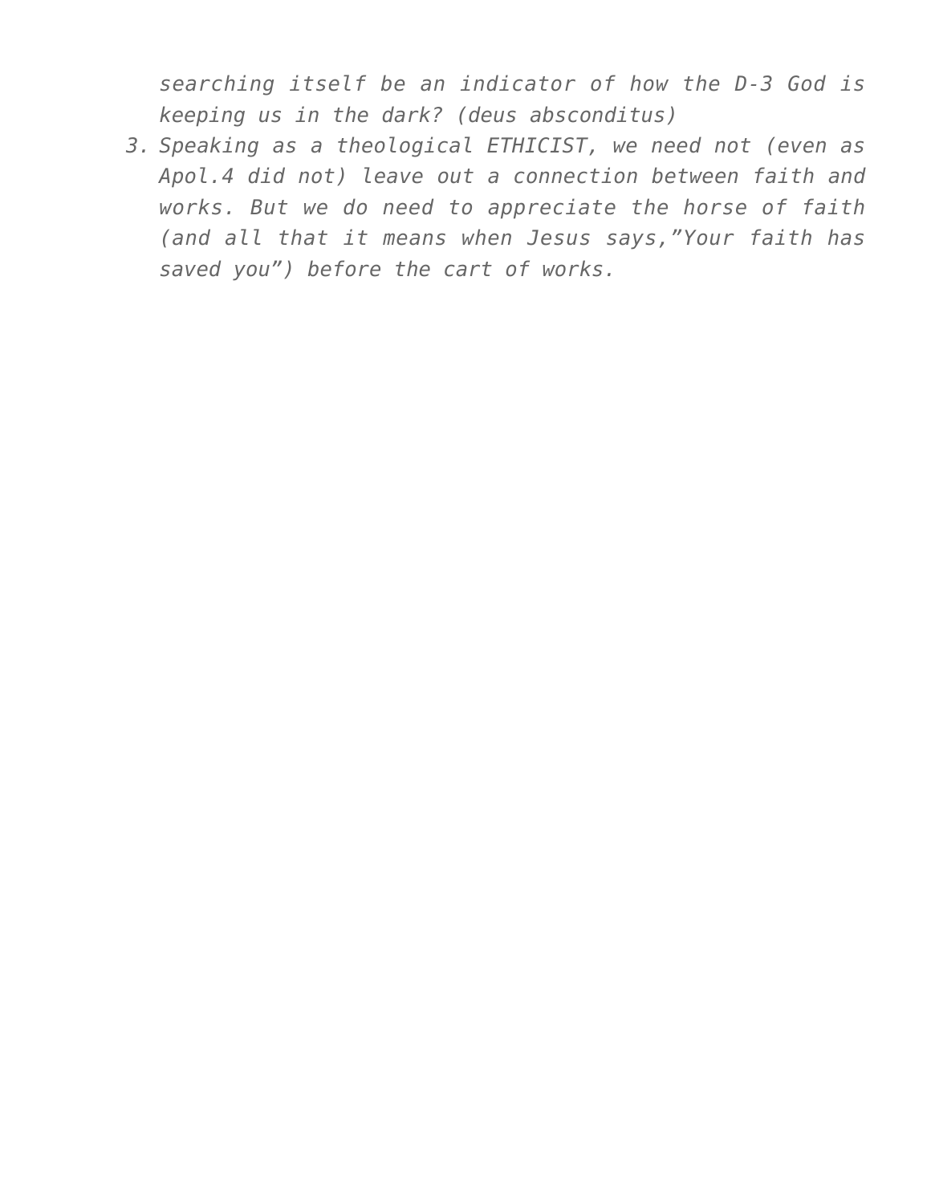*searching itself be an indicator of how the D-3 God is keeping us in the dark? (deus absconditus)*

3. *Speaking as a theological ETHICIST, we need not (even as Apol.4 did not) leave out a connection between faith and works. But we do need to appreciate the horse of faith (and all that it means when Jesus says,"Your faith has saved you") before the cart of works.*